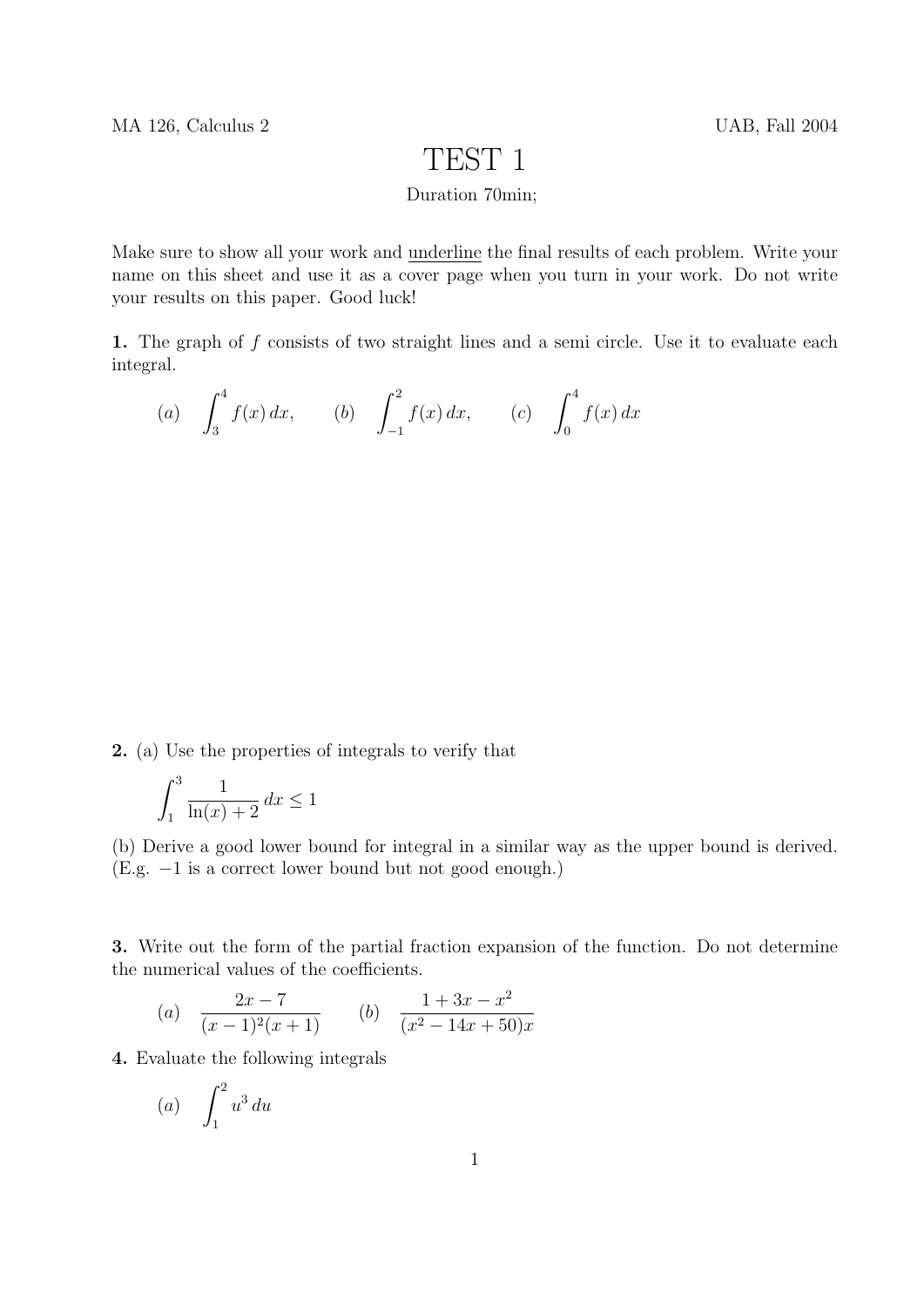MA 126, Calculus 2 UAB, Fall 2004

# TEST 1

Duration 70min;

Make sure to show all your work and underline the final results of each problem. Write your name on this sheet and use it as a cover page when you turn in your work. Do not write your results on this paper. Good luck!

**1.** The graph of $f$ consists of two straight lines and a semi circle. Use it to evaluate each integral.

$(a)$ $\displaystyle\int_3^4 f(x)\,dx,$ $(b)$ $\displaystyle\int_{-1}^2 f(x)\,dx,$ $(c)$ $\displaystyle\int_0^4 f(x)\,dx$

**2.** (a) Use the properties of integrals to verify that

$$\int_1^3 \frac{1}{\ln(x)+2}\,dx \le 1$$

(b) Derive a good lower bound for integral in a similar way as the upper bound is derived. (E.g. $-1$ is a correct lower bound but not good enough.)

**3.** Write out the form of the partial fraction expansion of the function. Do not determine the numerical values of the coefficients.

$(a)$ $\displaystyle\frac{2x-7}{(x-1)^2(x+1)}$ $(b)$ $\displaystyle\frac{1+3x-x^2}{(x^2-14x+50)x}$

**4.** Evaluate the following integrals

$(a)$ $\displaystyle\int_1^2 u^3\,du$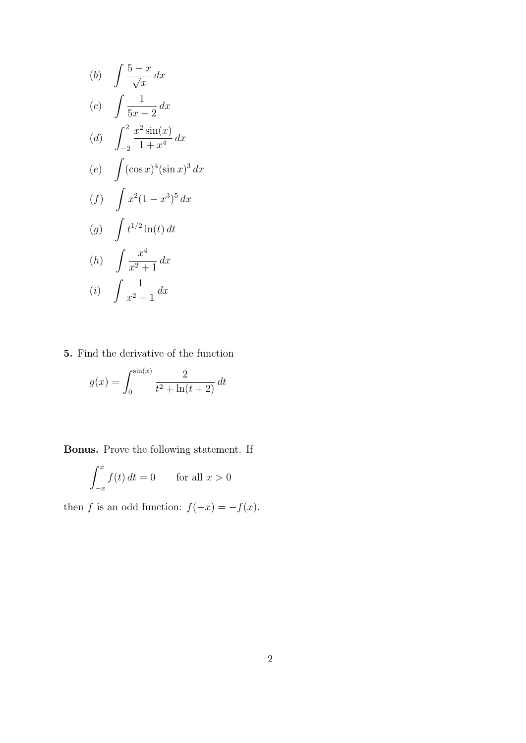(b) $\displaystyle \int \frac{5-x}{\sqrt{x}}\,dx$

(c) $\displaystyle \int \frac{1}{5x-2}\,dx$

(d) $\displaystyle \int_{-2}^{2} \frac{x^2\sin(x)}{1+x^4}\,dx$

(e) $\displaystyle \int (\cos x)^4(\sin x)^3\,dx$

(f) $\displaystyle \int x^2(1-x^3)^5\,dx$

(g) $\displaystyle \int t^{1/2}\ln(t)\,dt$

(h) $\displaystyle \int \frac{x^4}{x^2+1}\,dx$

(i) $\displaystyle \int \frac{1}{x^2-1}\,dx$

**5.** Find the derivative of the function

$$g(x) = \int_0^{\sin(x)} \frac{2}{t^2+\ln(t+2)}\,dt$$

**Bonus.** Prove the following statement. If

$$\int_{-x}^{x} f(t)\,dt = 0 \qquad \text{for all } x > 0$$

then $f$ is an odd function: $f(-x) = -f(x)$.